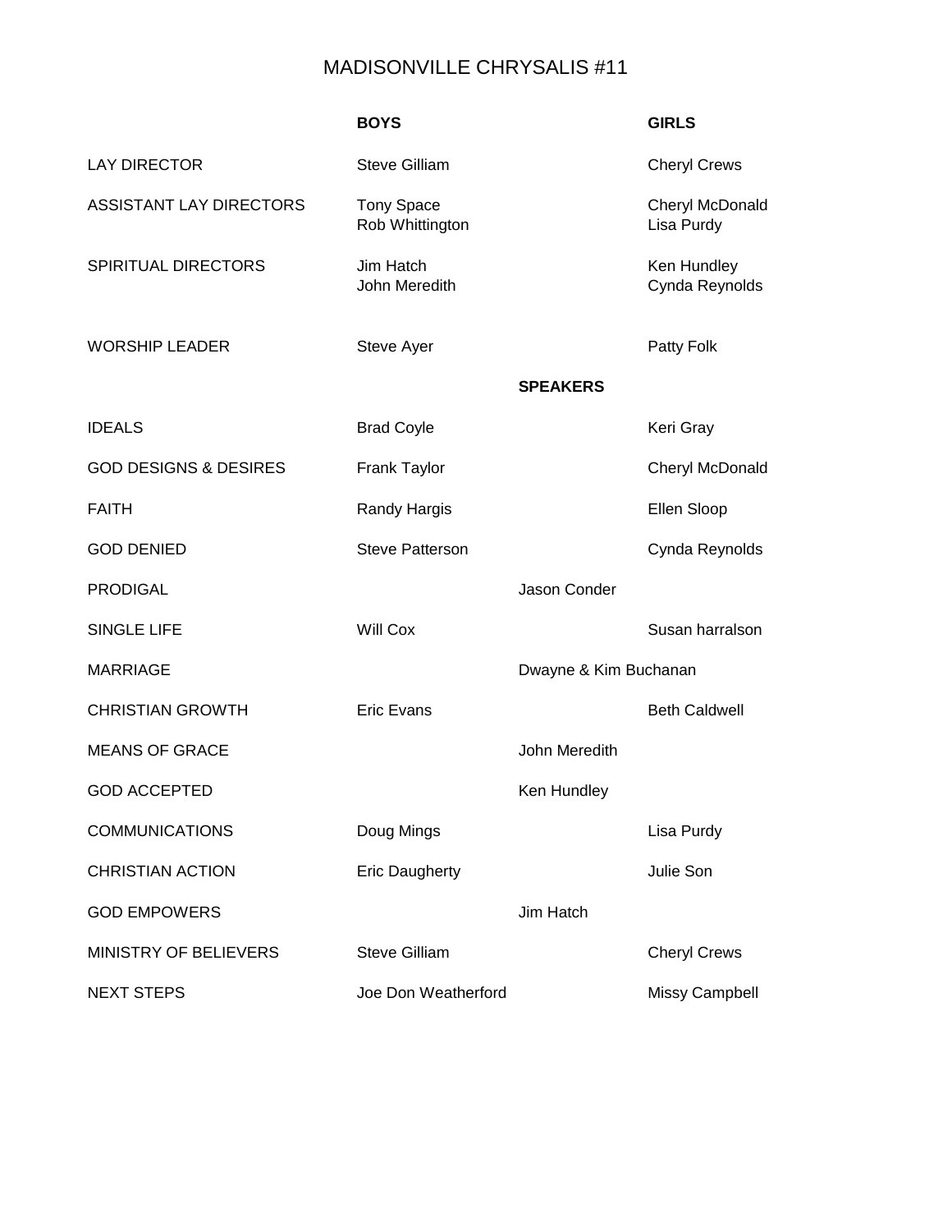# MADISONVILLE CHRYSALIS #11

| | BOYS | | GIRLS |
|---|---|---|---|
| LAY DIRECTOR | Steve Gilliam | | Cheryl Crews |
| ASSISTANT LAY DIRECTORS | Tony Space<br>Rob Whittington | | Cheryl McDonald<br>Lisa Purdy |
| SPIRITUAL DIRECTORS | Jim Hatch<br>John Meredith | | Ken Hundley<br>Cynda Reynolds |
| WORSHIP LEADER | Steve Ayer | | Patty Folk |
| | | **SPEAKERS** | |
| IDEALS | Brad Coyle | | Keri Gray |
| GOD DESIGNS & DESIRES | Frank Taylor | | Cheryl McDonald |
| FAITH | Randy Hargis | | Ellen Sloop |
| GOD DENIED | Steve Patterson | | Cynda Reynolds |
| PRODIGAL | | Jason Conder | |
| SINGLE LIFE | Will Cox | | Susan harralson |
| MARRIAGE | | Dwayne & Kim Buchanan | |
| CHRISTIAN GROWTH | Eric Evans | | Beth Caldwell |
| MEANS OF GRACE | | John Meredith | |
| GOD ACCEPTED | | Ken Hundley | |
| COMMUNICATIONS | Doug Mings | | Lisa Purdy |
| CHRISTIAN ACTION | Eric Daugherty | | Julie Son |
| GOD EMPOWERS | | Jim Hatch | |
| MINISTRY OF BELIEVERS | Steve Gilliam | | Cheryl Crews |
| NEXT STEPS | Joe Don Weatherford | | Missy Campbell |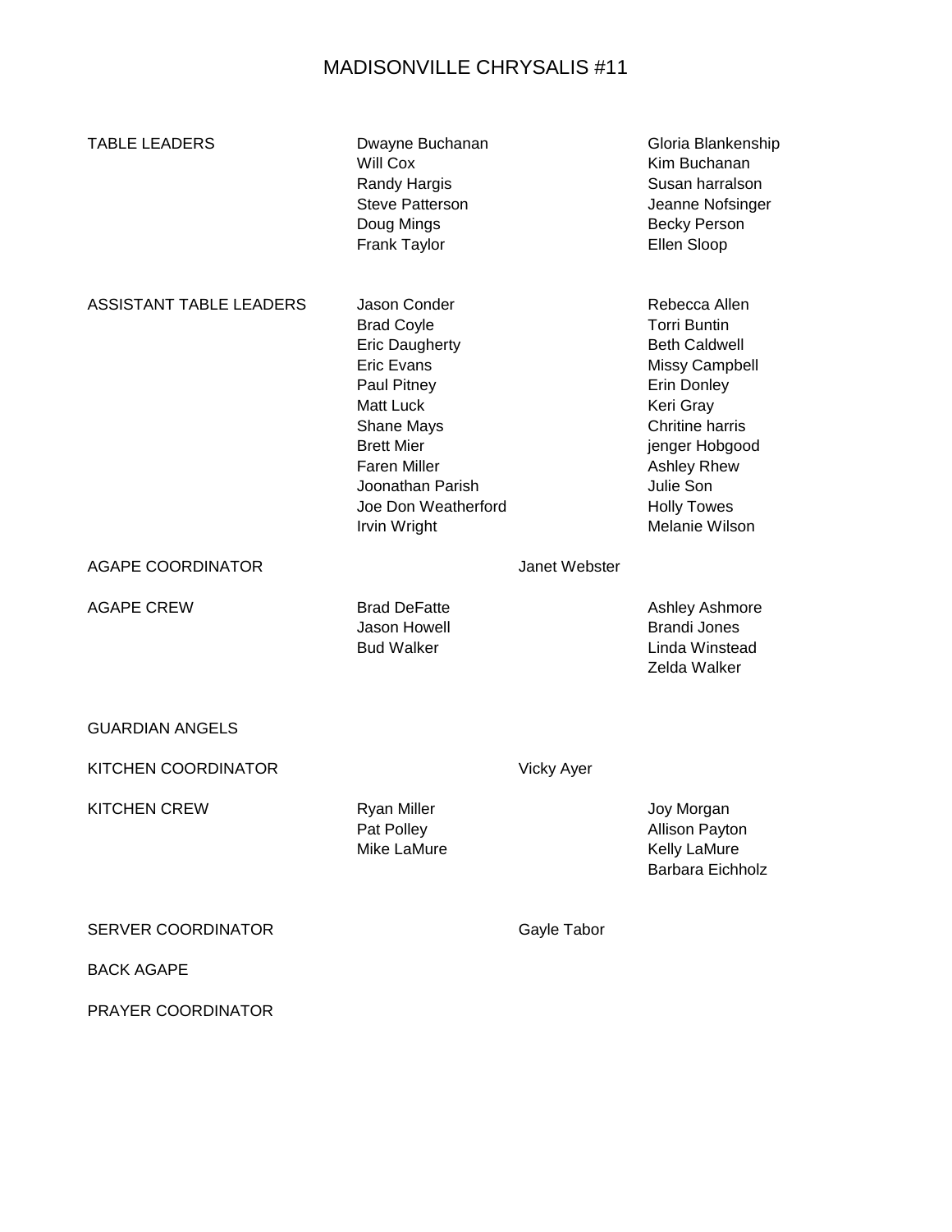# MADISONVILLE CHRYSALIS #11

| | | | |
|---|---|---|---|
| TABLE LEADERS | Dwayne Buchanan | | Gloria Blankenship |
| | Will Cox | | Kim Buchanan |
| | Randy Hargis | | Susan harralson |
| | Steve Patterson | | Jeanne Nofsinger |
| | Doug Mings | | Becky Person |
| | Frank Taylor | | Ellen Sloop |
| ASSISTANT TABLE LEADERS | Jason Conder | | Rebecca Allen |
| | Brad Coyle | | Torri Buntin |
| | Eric Daugherty | | Beth Caldwell |
| | Eric Evans | | Missy Campbell |
| | Paul Pitney | | Erin Donley |
| | Matt Luck | | Keri Gray |
| | Shane Mays | | Chritine harris |
| | Brett Mier | | jenger Hobgood |
| | Faren Miller | | Ashley Rhew |
| | Joonathan Parish | | Julie Son |
| | Joe Don Weatherford | | Holly Towes |
| | Irvin Wright | | Melanie Wilson |
| AGAPE COORDINATOR | | Janet Webster | |
| AGAPE CREW | Brad DeFatte | | Ashley Ashmore |
| | Jason Howell | | Brandi Jones |
| | Bud Walker | | Linda Winstead |
| | | | Zelda Walker |
| GUARDIAN ANGELS | | | |
| KITCHEN COORDINATOR | | Vicky Ayer | |
| KITCHEN CREW | Ryan Miller | | Joy Morgan |
| | Pat Polley | | Allison Payton |
| | Mike LaMure | | Kelly LaMure |
| | | | Barbara Eichholz |
| SERVER COORDINATOR | | Gayle Tabor | |
| BACK AGAPE | | | |
| PRAYER COORDINATOR | | | |